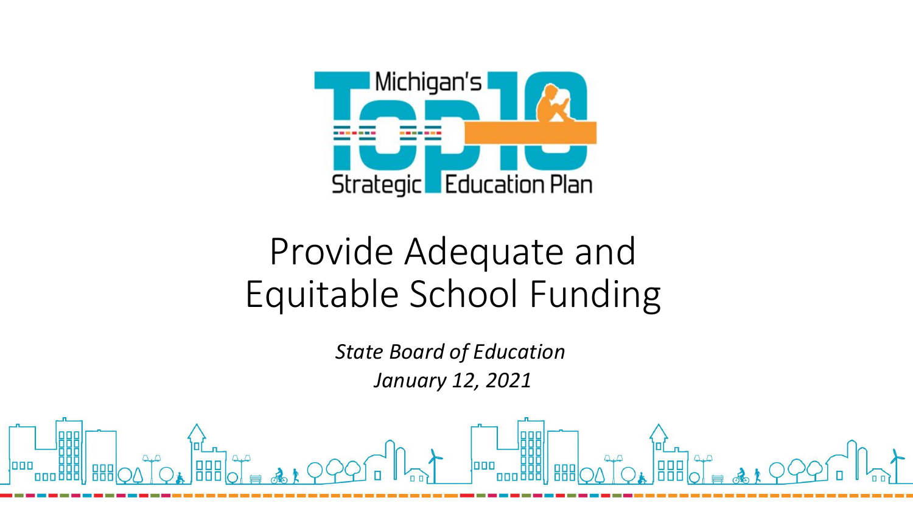Michigan's Top 10 Strategic Education Plan

# Provide Adequate and Equitable School Funding

*State Board of Education*

*January 12, 2021*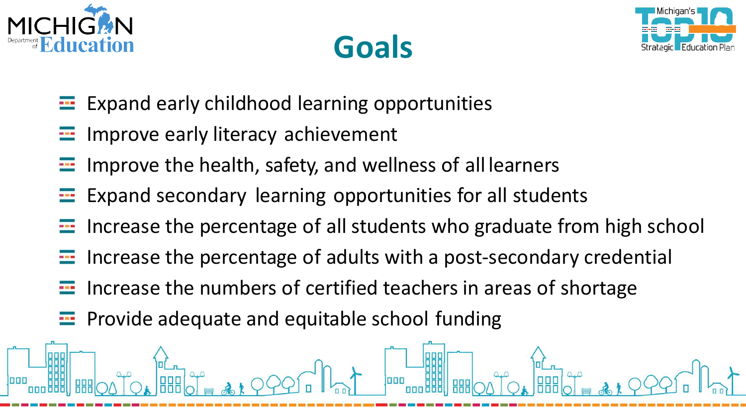# Goals

- Expand early childhood learning opportunities
- Improve early literacy achievement
- Improve the health, safety, and wellness of all learners
- Expand secondary learning opportunities for all students
- Increase the percentage of all students who graduate from high school
- Increase the percentage of adults with a post-secondary credential
- Increase the numbers of certified teachers in areas of shortage
- Provide adequate and equitable school funding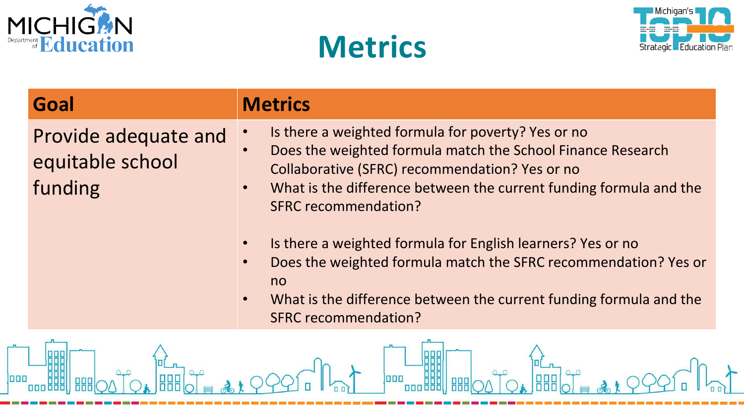# Metrics

| Goal | Metrics |
|---|---|
| Provide adequate and equitable school funding | • Is there a weighted formula for poverty? Yes or no<br>• Does the weighted formula match the School Finance Research Collaborative (SFRC) recommendation? Yes or no<br>• What is the difference between the current funding formula and the SFRC recommendation?<br><br>• Is there a weighted formula for English learners? Yes or no<br>• Does the weighted formula match the SFRC recommendation? Yes or no<br>• What is the difference between the current funding formula and the SFRC recommendation? |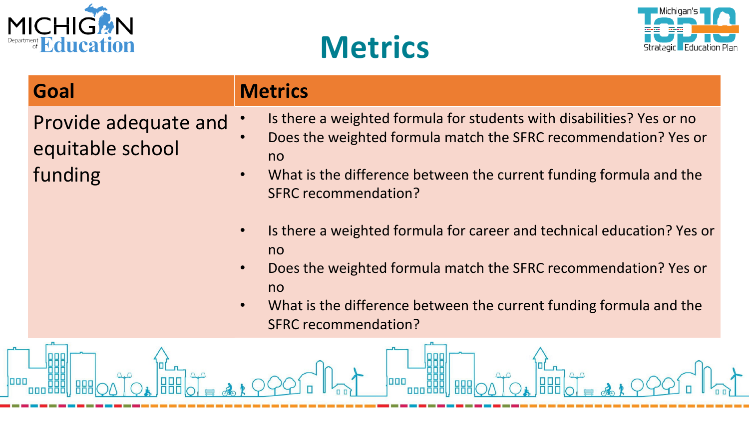# Metrics

| Goal | Metrics |
| --- | --- |
| Provide adequate and equitable school funding | • Is there a weighted formula for students with disabilities? Yes or no<br>• Does the weighted formula match the SFRC recommendation? Yes or no<br>• What is the difference between the current funding formula and the SFRC recommendation?<br><br>• Is there a weighted formula for career and technical education? Yes or no<br>• Does the weighted formula match the SFRC recommendation? Yes or no<br>• What is the difference between the current funding formula and the SFRC recommendation? |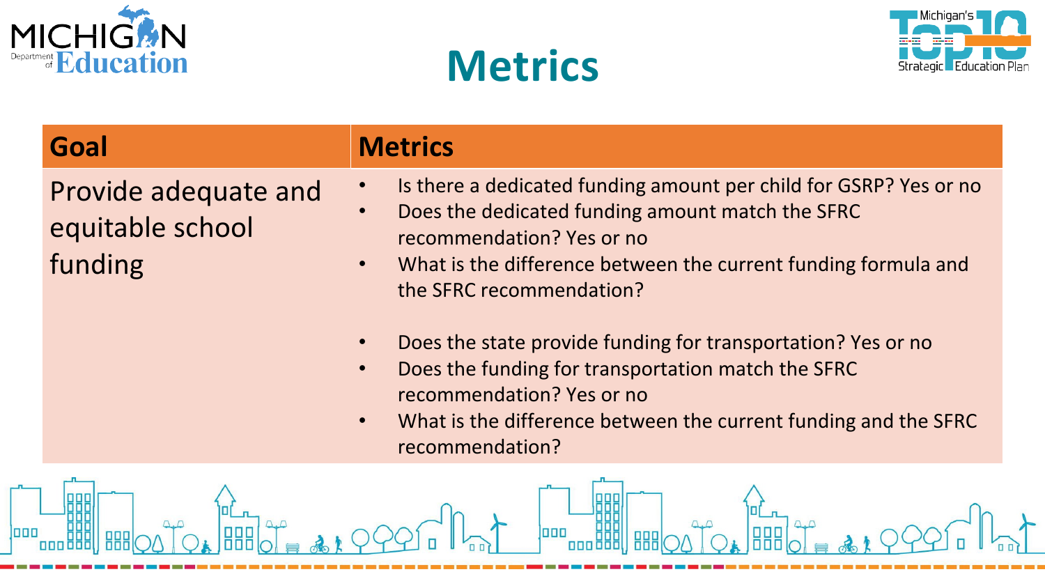# Metrics

| Goal | Metrics |
| --- | --- |
| Provide adequate and equitable school funding | • Is there a dedicated funding amount per child for GSRP? Yes or no<br>• Does the dedicated funding amount match the SFRC recommendation? Yes or no<br>• What is the difference between the current funding formula and the SFRC recommendation?<br><br>• Does the state provide funding for transportation? Yes or no<br>• Does the funding for transportation match the SFRC recommendation? Yes or no<br>• What is the difference between the current funding and the SFRC recommendation? |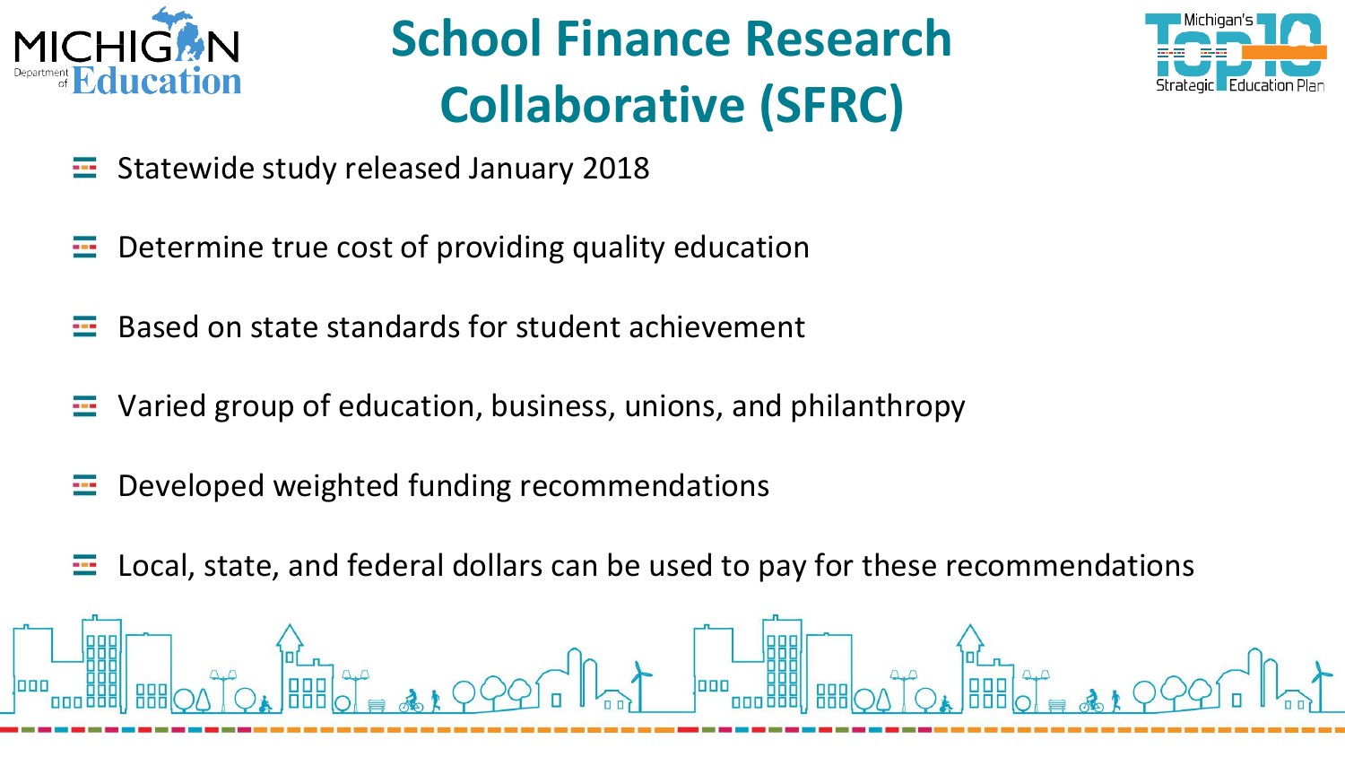# School Finance Research Collaborative (SFRC)

- Statewide study released January 2018
- Determine true cost of providing quality education
- Based on state standards for student achievement
- Varied group of education, business, unions, and philanthropy
- Developed weighted funding recommendations
- Local, state, and federal dollars can be used to pay for these recommendations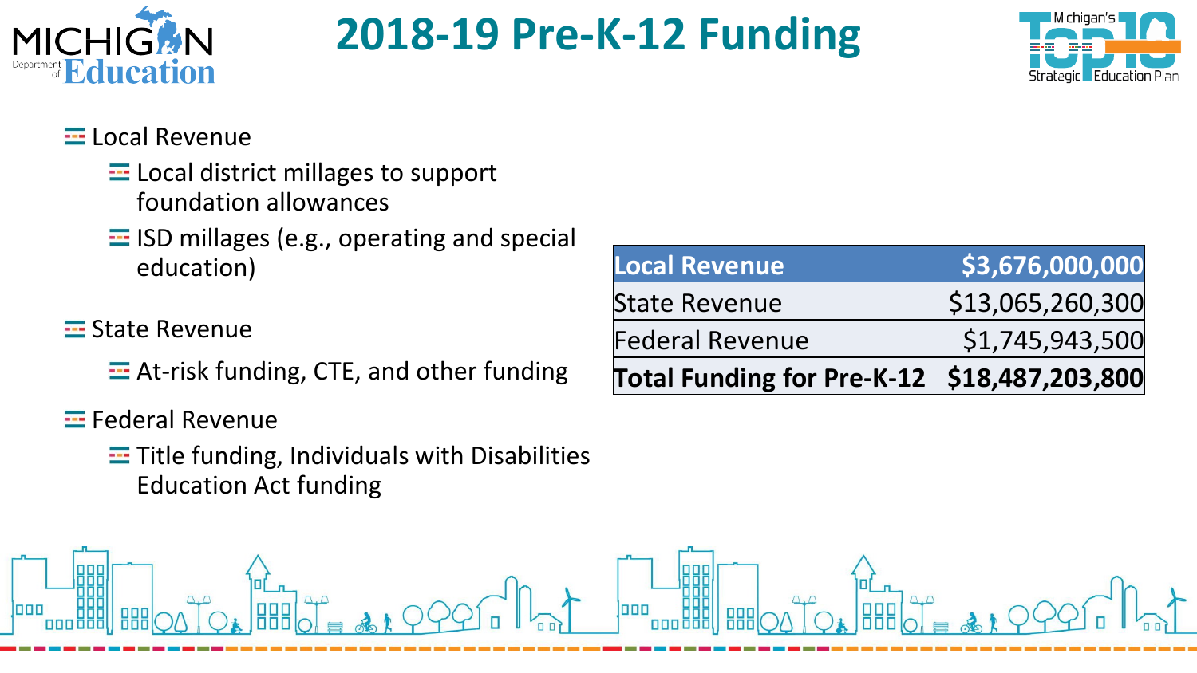# 2018-19 Pre-K-12 Funding

- Local Revenue
  - Local district millages to support foundation allowances
  - ISD millages (e.g., operating and special education)
- State Revenue
  - At-risk funding, CTE, and other funding
- Federal Revenue
  - Title funding, Individuals with Disabilities Education Act funding

| **Local Revenue** | **$3,676,000,000** |
|---|---:|
| State Revenue | $13,065,260,300 |
| Federal Revenue | $1,745,943,500 |
| **Total Funding for Pre-K-12** | **$18,487,203,800** |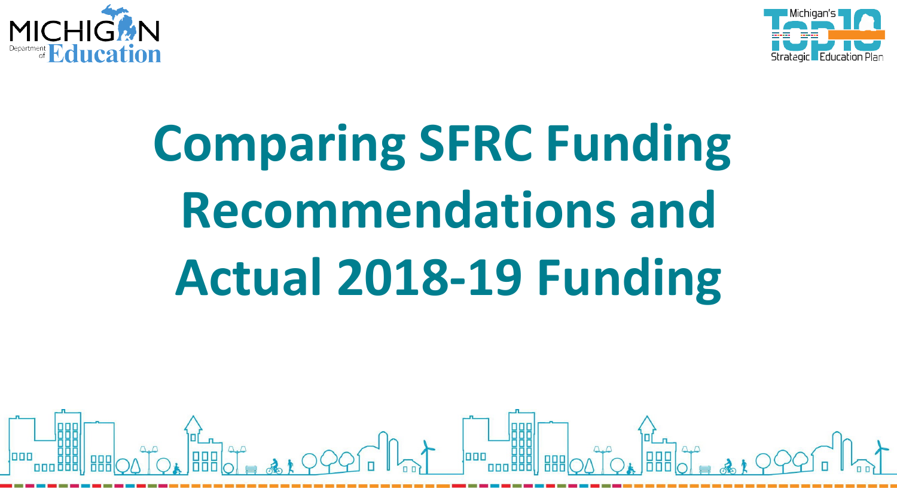# Comparing SFRC Funding Recommendations and Actual 2018-19 Funding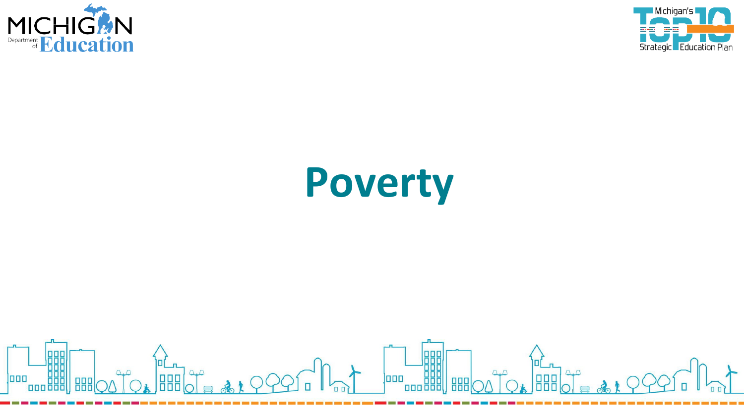# Poverty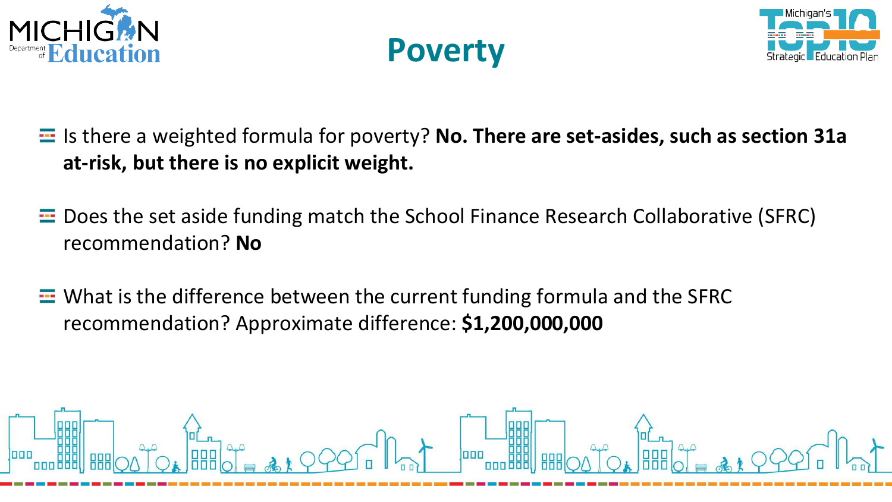# Poverty

- Is there a weighted formula for poverty? **No. There are set-asides, such as section 31a at-risk, but there is no explicit weight.**
- Does the set aside funding match the School Finance Research Collaborative (SFRC) recommendation? **No**
- What is the difference between the current funding formula and the SFRC recommendation? Approximate difference: **$1,200,000,000**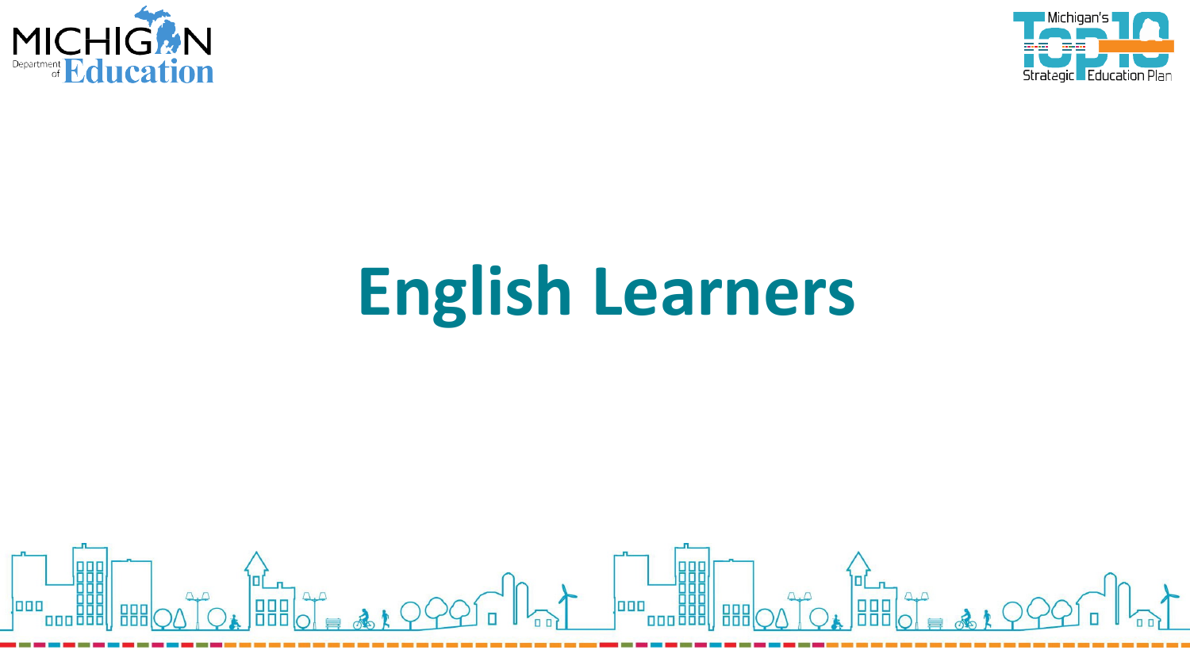# English Learners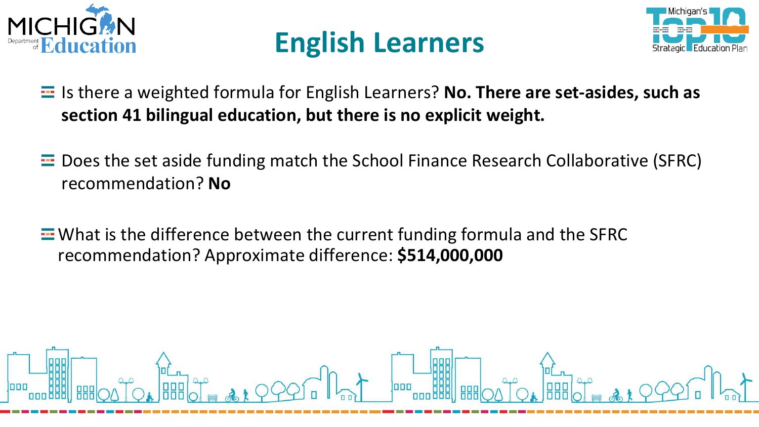# English Learners

- Is there a weighted formula for English Learners? **No. There are set-asides, such as section 41 bilingual education, but there is no explicit weight.**

- Does the set aside funding match the School Finance Research Collaborative (SFRC) recommendation? **No**

- What is the difference between the current funding formula and the SFRC recommendation? Approximate difference: **$514,000,000**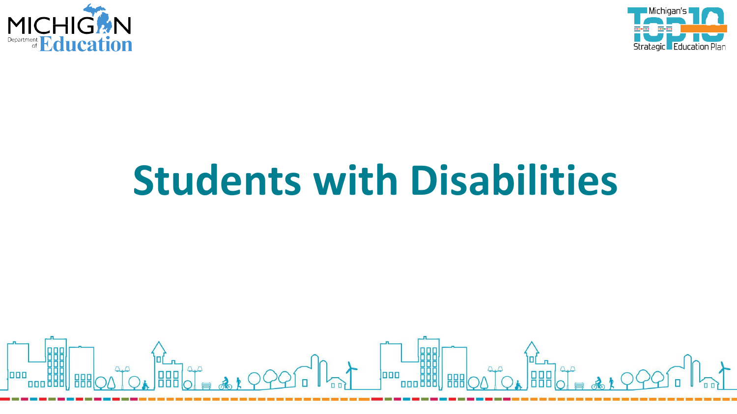# Students with Disabilities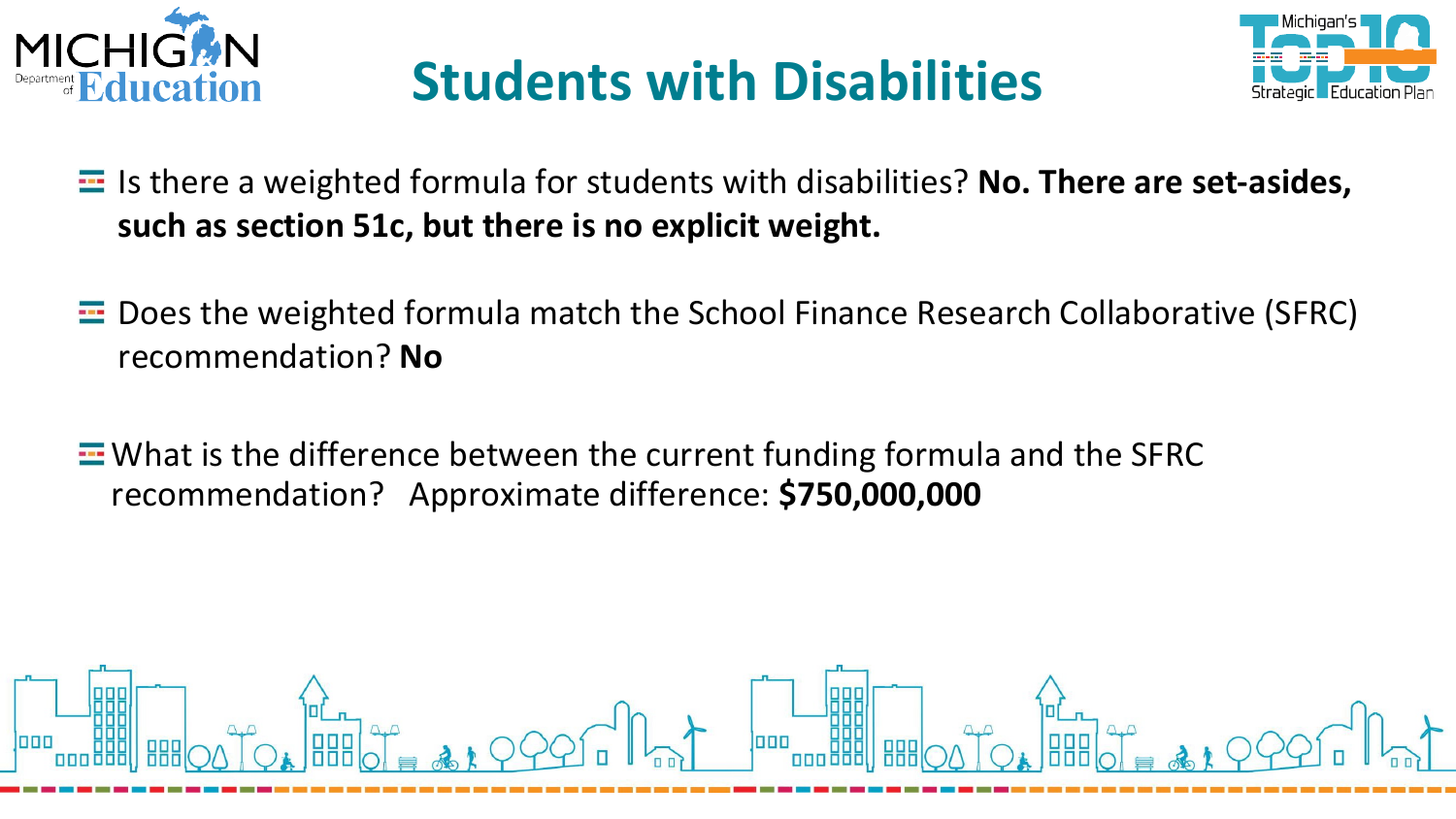# Students with Disabilities

- Is there a weighted formula for students with disabilities? **No. There are set-asides, such as section 51c, but there is no explicit weight.**
- Does the weighted formula match the School Finance Research Collaborative (SFRC) recommendation? **No**
- What is the difference between the current funding formula and the SFRC recommendation? Approximate difference: **$750,000,000**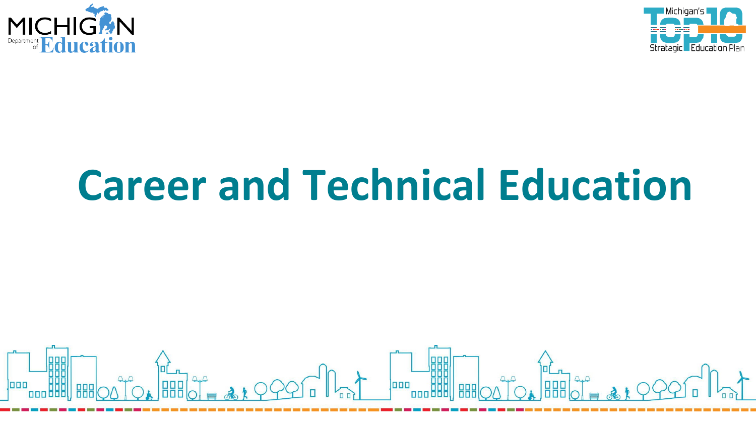# Career and Technical Education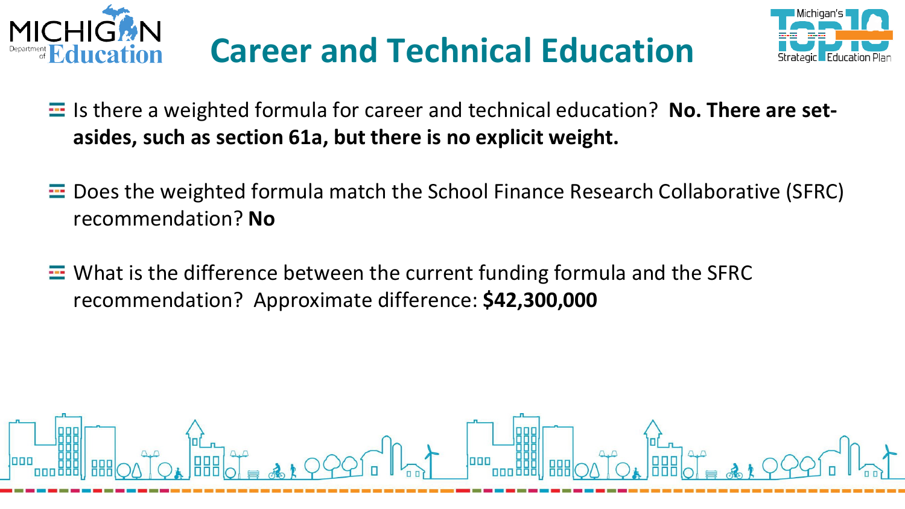# Career and Technical Education

- Is there a weighted formula for career and technical education? **No. There are set-asides, such as section 61a, but there is no explicit weight.**
- Does the weighted formula match the School Finance Research Collaborative (SFRC) recommendation? **No**
- What is the difference between the current funding formula and the SFRC recommendation? Approximate difference: **$42,300,000**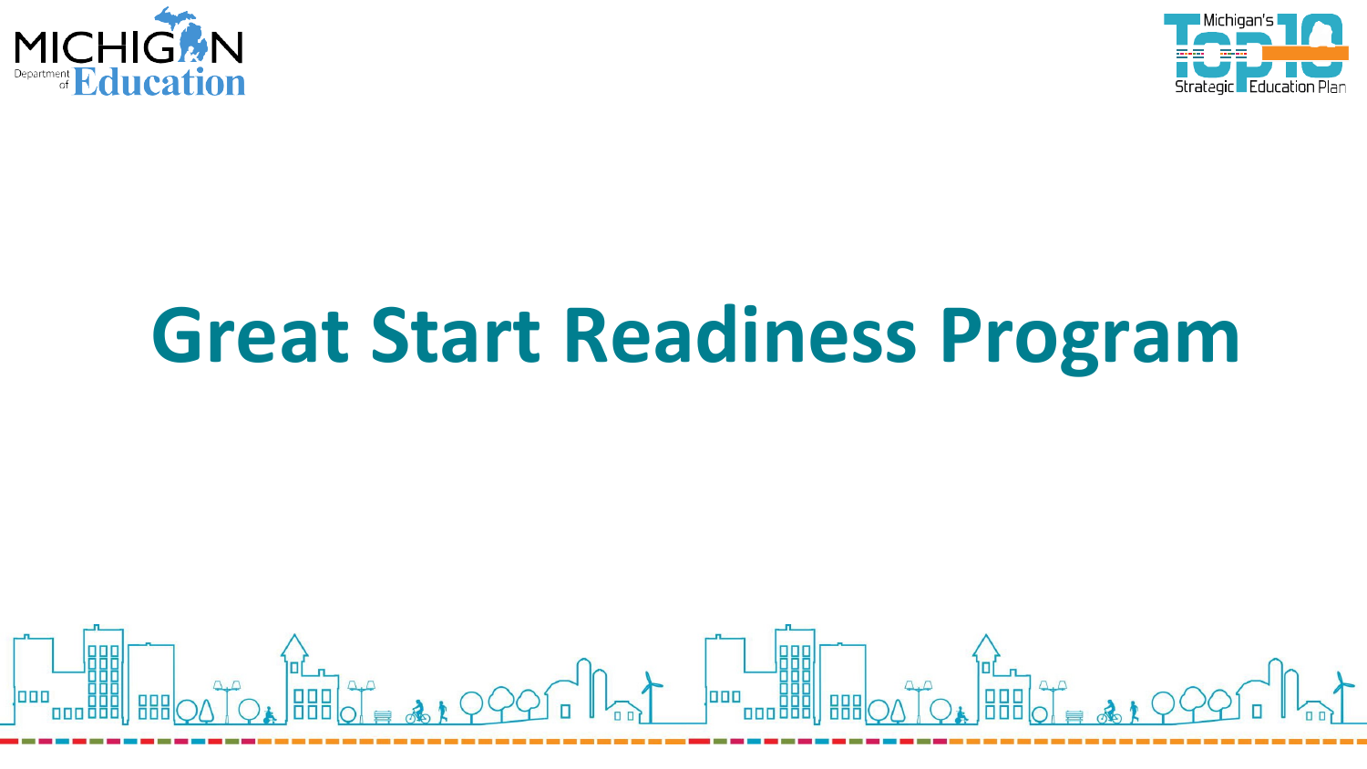# Great Start Readiness Program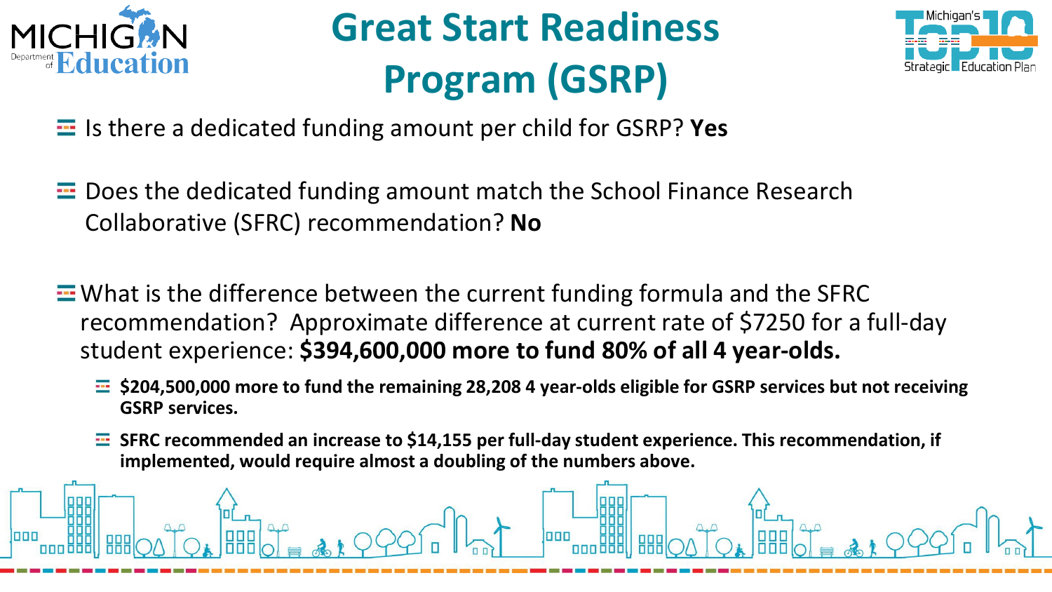# Great Start Readiness Program (GSRP)

- Is there a dedicated funding amount per child for GSRP? **Yes**
- Does the dedicated funding amount match the School Finance Research Collaborative (SFRC) recommendation? **No**
- What is the difference between the current funding formula and the SFRC recommendation? Approximate difference at current rate of $7250 for a full-day student experience: **$394,600,000 more to fund 80% of all 4 year-olds.**
  - **$204,500,000 more to fund the remaining 28,208 4 year-olds eligible for GSRP services but not receiving GSRP services.**
  - **SFRC recommended an increase to $14,155 per full-day student experience. This recommendation, if implemented, would require almost a doubling of the numbers above.**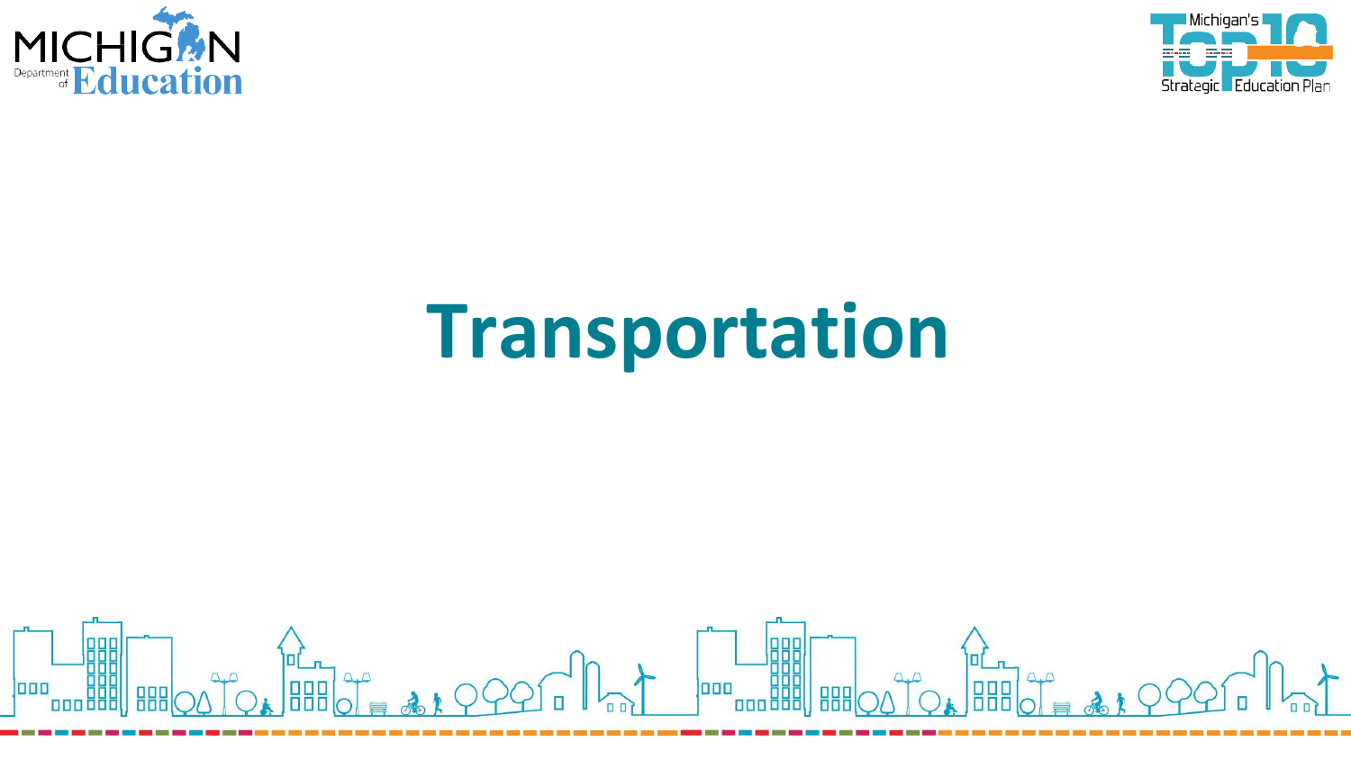# Transportation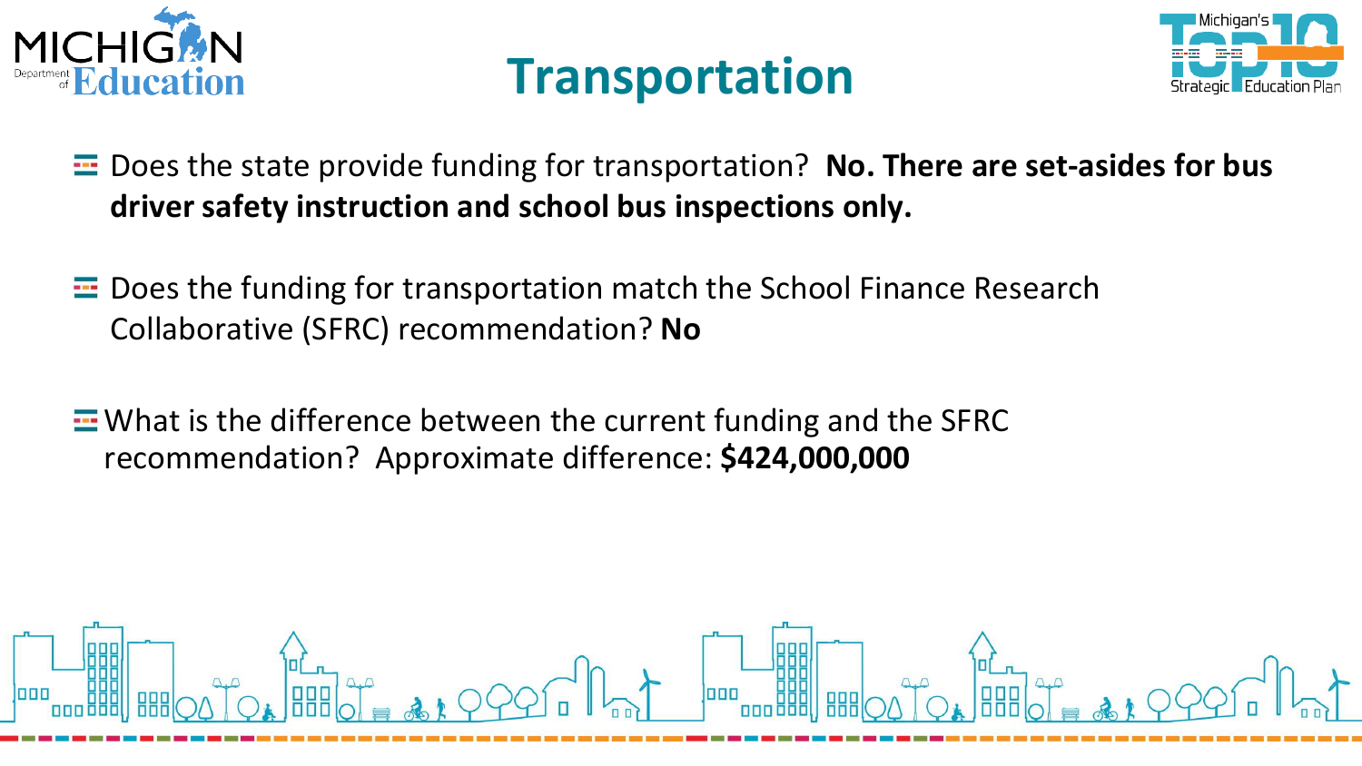# Transportation

- Does the state provide funding for transportation? **No. There are set-asides for bus driver safety instruction and school bus inspections only.**

- Does the funding for transportation match the School Finance Research Collaborative (SFRC) recommendation? **No**

- What is the difference between the current funding and the SFRC recommendation? Approximate difference: **$424,000,000**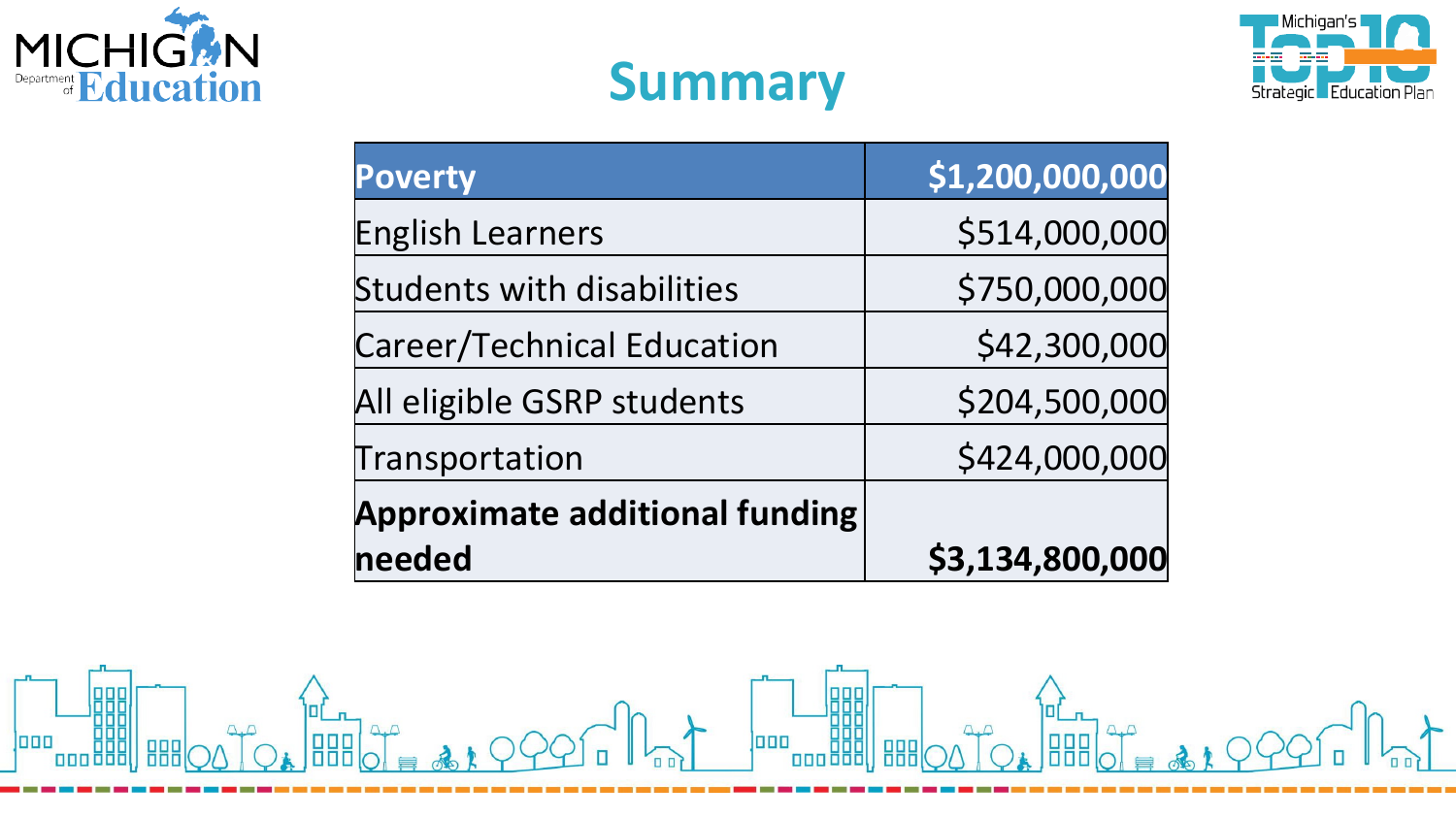# Summary

| Poverty | $1,200,000,000 |
| --- | ---: |
| English Learners | $514,000,000 |
| Students with disabilities | $750,000,000 |
| Career/Technical Education | $42,300,000 |
| All eligible GSRP students | $204,500,000 |
| Transportation | $424,000,000 |
| **Approximate additional funding needed** | **$3,134,800,000** |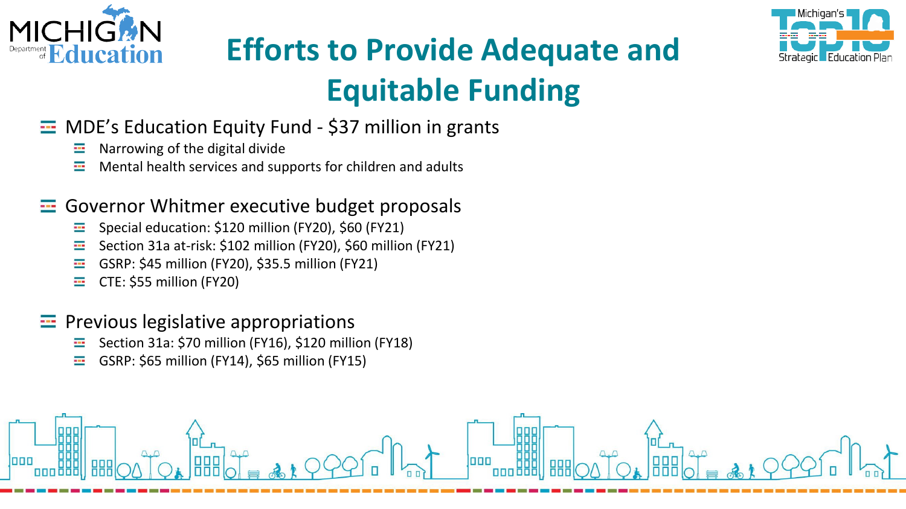# Efforts to Provide Adequate and Equitable Funding

- MDE's Education Equity Fund - $37 million in grants
  - Narrowing of the digital divide
  - Mental health services and supports for children and adults
- Governor Whitmer executive budget proposals
  - Special education: $120 million (FY20), $60 (FY21)
  - Section 31a at-risk: $102 million (FY20), $60 million (FY21)
  - GSRP: $45 million (FY20), $35.5 million (FY21)
  - CTE: $55 million (FY20)
- Previous legislative appropriations
  - Section 31a: $70 million (FY16), $120 million (FY18)
  - GSRP: $65 million (FY14), $65 million (FY15)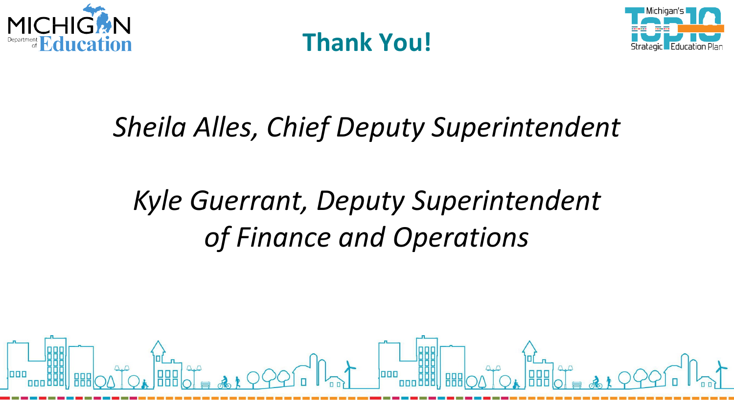# Thank You!

*Sheila Alles, Chief Deputy Superintendent*

*Kyle Guerrant, Deputy Superintendent of Finance and Operations*